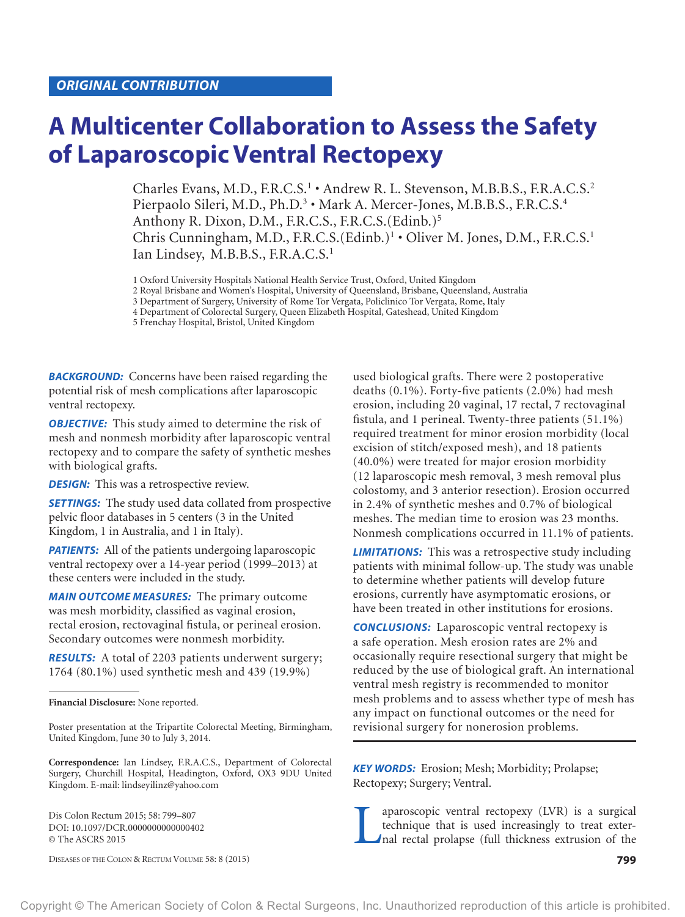ORIGINAL CONTRIBUTION

# A Multicenter Collaboration to Assess the Safety of Laparoscopic Ventral Rectopexy

Charles Evans, M.D., F.R.C.S.[1] • Andrew R. L. Stevenson, M.B.B.S., F.R.A.C.S.[2]
Pierpaolo Sileri, M.D., Ph.D.[3] • Mark A. Mercer-Jones, M.B.B.S., F.R.C.S.[4]
Anthony R. Dixon, D.M., F.R.C.S., F.R.C.S.(Edinb.)[5]
Chris Cunningham, M.D., F.R.C.S.(Edinb.)[1] • Oliver M. Jones, D.M., F.R.C.S.[1]
Ian Lindsey, M.B.B.S., F.R.A.C.S.[1]

1 Oxford University Hospitals National Health Service Trust, Oxford, United Kingdom
2 Royal Brisbane and Women's Hospital, University of Queensland, Brisbane, Queensland, Australia
3 Department of Surgery, University of Rome Tor Vergata, Policlinico Tor Vergata, Rome, Italy
4 Department of Colorectal Surgery, Queen Elizabeth Hospital, Gateshead, United Kingdom
5 Frenchay Hospital, Bristol, United Kingdom

**BACKGROUND:** Concerns have been raised regarding the potential risk of mesh complications after laparoscopic ventral rectopexy.

**OBJECTIVE:** This study aimed to determine the risk of mesh and nonmesh morbidity after laparoscopic ventral rectopexy and to compare the safety of synthetic meshes with biological grafts.

**DESIGN:** This was a retrospective review.

**SETTINGS:** The study used data collated from prospective pelvic floor databases in 5 centers (3 in the United Kingdom, 1 in Australia, and 1 in Italy).

**PATIENTS:** All of the patients undergoing laparoscopic ventral rectopexy over a 14-year period (1999–2013) at these centers were included in the study.

**MAIN OUTCOME MEASURES:** The primary outcome was mesh morbidity, classified as vaginal erosion, rectal erosion, rectovaginal fistula, or perineal erosion. Secondary outcomes were nonmesh morbidity.

**RESULTS:** A total of 2203 patients underwent surgery; 1764 (80.1%) used synthetic mesh and 439 (19.9%) used biological grafts. There were 2 postoperative deaths (0.1%). Forty-five patients (2.0%) had mesh erosion, including 20 vaginal, 17 rectal, 7 rectovaginal fistula, and 1 perineal. Twenty-three patients (51.1%) required treatment for minor erosion morbidity (local excision of stitch/exposed mesh), and 18 patients (40.0%) were treated for major erosion morbidity (12 laparoscopic mesh removal, 3 mesh removal plus colostomy, and 3 anterior resection). Erosion occurred in 2.4% of synthetic meshes and 0.7% of biological meshes. The median time to erosion was 23 months. Nonmesh complications occurred in 11.1% of patients.

**LIMITATIONS:** This was a retrospective study including patients with minimal follow-up. The study was unable to determine whether patients will develop future erosions, currently have asymptomatic erosions, or have been treated in other institutions for erosions.

**CONCLUSIONS:** Laparoscopic ventral rectopexy is a safe operation. Mesh erosion rates are 2% and occasionally require resectional surgery that might be reduced by the use of biological graft. An international ventral mesh registry is recommended to monitor mesh problems and to assess whether type of mesh has any impact on functional outcomes or the need for revisional surgery for nonerosion problems.

**KEY WORDS:** Erosion; Mesh; Morbidity; Prolapse; Rectopexy; Surgery; Ventral.

**Financial Disclosure:** None reported.

Poster presentation at the Tripartite Colorectal Meeting, Birmingham, United Kingdom, June 30 to July 3, 2014.

**Correspondence:** Ian Lindsey, F.R.A.C.S., Department of Colorectal Surgery, Churchill Hospital, Headington, Oxford, OX3 9DU United Kingdom. E-mail: lindseyilinz@yahoo.com

Dis Colon Rectum 2015; 58: 799–807
DOI: 10.1097/DCR.0000000000000402
© The ASCRS 2015

Laparoscopic ventral rectopexy (LVR) is a surgical technique that is used increasingly to treat external rectal prolapse (full thickness extrusion of the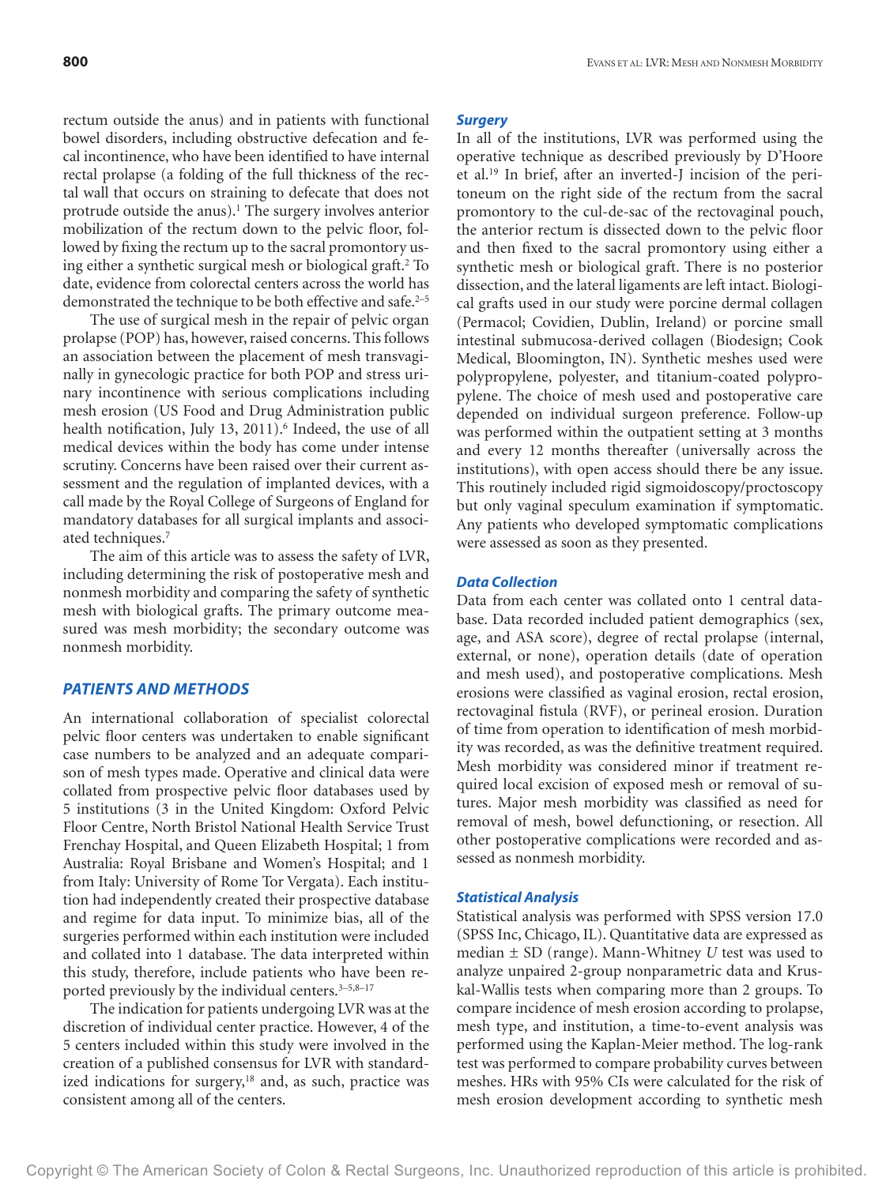rectum outside the anus) and in patients with functional bowel disorders, including obstructive defecation and fecal incontinence, who have been identified to have internal rectal prolapse (a folding of the full thickness of the rectal wall that occurs on straining to defecate that does not protrude outside the anus).[1] The surgery involves anterior mobilization of the rectum down to the pelvic floor, followed by fixing the rectum up to the sacral promontory using either a synthetic surgical mesh or biological graft.[2] To date, evidence from colorectal centers across the world has demonstrated the technique to be both effective and safe.[2–5]

The use of surgical mesh in the repair of pelvic organ prolapse (POP) has, however, raised concerns. This follows an association between the placement of mesh transvaginally in gynecologic practice for both POP and stress urinary incontinence with serious complications including mesh erosion (US Food and Drug Administration public health notification, July 13, 2011).[6] Indeed, the use of all medical devices within the body has come under intense scrutiny. Concerns have been raised over their current assessment and the regulation of implanted devices, with a call made by the Royal College of Surgeons of England for mandatory databases for all surgical implants and associated techniques.[7]

The aim of this article was to assess the safety of LVR, including determining the risk of postoperative mesh and nonmesh morbidity and comparing the safety of synthetic mesh with biological grafts. The primary outcome measured was mesh morbidity; the secondary outcome was nonmesh morbidity.

## PATIENTS AND METHODS

An international collaboration of specialist colorectal pelvic floor centers was undertaken to enable significant case numbers to be analyzed and an adequate comparison of mesh types made. Operative and clinical data were collated from prospective pelvic floor databases used by 5 institutions (3 in the United Kingdom: Oxford Pelvic Floor Centre, North Bristol National Health Service Trust Frenchay Hospital, and Queen Elizabeth Hospital; 1 from Australia: Royal Brisbane and Women's Hospital; and 1 from Italy: University of Rome Tor Vergata). Each institution had independently created their prospective database and regime for data input. To minimize bias, all of the surgeries performed within each institution were included and collated into 1 database. The data interpreted within this study, therefore, include patients who have been reported previously by the individual centers.[3–5,8–17]

The indication for patients undergoing LVR was at the discretion of individual center practice. However, 4 of the 5 centers included within this study were involved in the creation of a published consensus for LVR with standardized indications for surgery,[18] and, as such, practice was consistent among all of the centers.

### *Surgery*

In all of the institutions, LVR was performed using the operative technique as described previously by D'Hoore et al.[19] In brief, after an inverted-J incision of the peritoneum on the right side of the rectum from the sacral promontory to the cul-de-sac of the rectovaginal pouch, the anterior rectum is dissected down to the pelvic floor and then fixed to the sacral promontory using either a synthetic mesh or biological graft. There is no posterior dissection, and the lateral ligaments are left intact. Biological grafts used in our study were porcine dermal collagen (Permacol; Covidien, Dublin, Ireland) or porcine small intestinal submucosa-derived collagen (Biodesign; Cook Medical, Bloomington, IN). Synthetic meshes used were polypropylene, polyester, and titanium-coated polypropylene. The choice of mesh used and postoperative care depended on individual surgeon preference. Follow-up was performed within the outpatient setting at 3 months and every 12 months thereafter (universally across the institutions), with open access should there be any issue. This routinely included rigid sigmoidoscopy/proctoscopy but only vaginal speculum examination if symptomatic. Any patients who developed symptomatic complications were assessed as soon as they presented.

### *Data Collection*

Data from each center was collated onto 1 central database. Data recorded included patient demographics (sex, age, and ASA score), degree of rectal prolapse (internal, external, or none), operation details (date of operation and mesh used), and postoperative complications. Mesh erosions were classified as vaginal erosion, rectal erosion, rectovaginal fistula (RVF), or perineal erosion. Duration of time from operation to identification of mesh morbidity was recorded, as was the definitive treatment required. Mesh morbidity was considered minor if treatment required local excision of exposed mesh or removal of sutures. Major mesh morbidity was classified as need for removal of mesh, bowel defunctioning, or resection. All other postoperative complications were recorded and assessed as nonmesh morbidity.

### *Statistical Analysis*

Statistical analysis was performed with SPSS version 17.0 (SPSS Inc, Chicago, IL). Quantitative data are expressed as median ± SD (range). Mann-Whitney *U* test was used to analyze unpaired 2-group nonparametric data and Kruskal-Wallis tests when comparing more than 2 groups. To compare incidence of mesh erosion according to prolapse, mesh type, and institution, a time-to-event analysis was performed using the Kaplan-Meier method. The log-rank test was performed to compare probability curves between meshes. HRs with 95% CIs were calculated for the risk of mesh erosion development according to synthetic mesh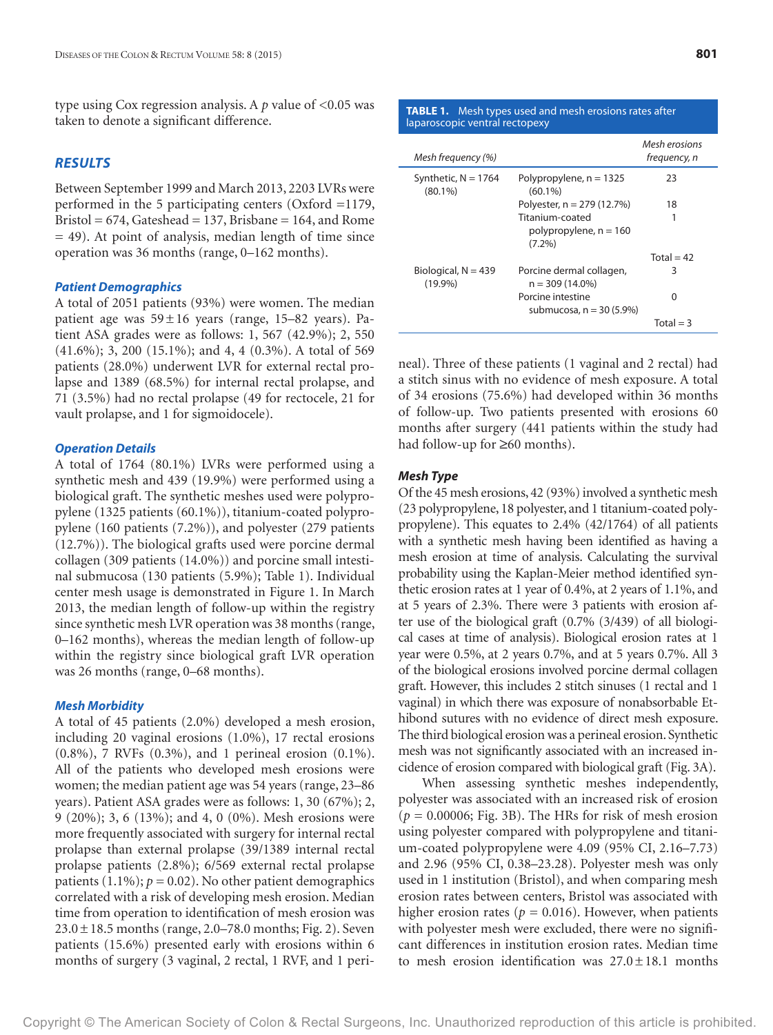type using Cox regression analysis. A $p$ value of $<0.05$ was taken to denote a significant difference.

## RESULTS

Between September 1999 and March 2013, 2203 LVRs were performed in the 5 participating centers (Oxford =1179, Bristol = 674, Gateshead = 137, Brisbane = 164, and Rome = 49). At point of analysis, median length of time since operation was 36 months (range, 0–162 months).

### Patient Demographics

A total of 2051 patients (93%) were women. The median patient age was 59 ± 16 years (range, 15–82 years). Patient ASA grades were as follows: 1, 567 (42.9%); 2, 550 (41.6%); 3, 200 (15.1%); and 4, 4 (0.3%). A total of 569 patients (28.0%) underwent LVR for external rectal prolapse and 1389 (68.5%) for internal rectal prolapse, and 71 (3.5%) had no rectal prolapse (49 for rectocele, 21 for vault prolapse, and 1 for sigmoidocele).

### Operation Details

A total of 1764 (80.1%) LVRs were performed using a synthetic mesh and 439 (19.9%) were performed using a biological graft. The synthetic meshes used were polypropylene (1325 patients (60.1%)), titanium-coated polypropylene (160 patients (7.2%)), and polyester (279 patients (12.7%)). The biological grafts used were porcine dermal collagen (309 patients (14.0%)) and porcine small intestinal submucosa (130 patients (5.9%); Table 1). Individual center mesh usage is demonstrated in Figure 1. In March 2013, the median length of follow-up within the registry since synthetic mesh LVR operation was 38 months (range, 0–162 months), whereas the median length of follow-up within the registry since biological graft LVR operation was 26 months (range, 0–68 months).

### Mesh Morbidity

A total of 45 patients (2.0%) developed a mesh erosion, including 20 vaginal erosions (1.0%), 17 rectal erosions (0.8%), 7 RVFs (0.3%), and 1 perineal erosion (0.1%). All of the patients who developed mesh erosions were women; the median patient age was 54 years (range, 23–86 years). Patient ASA grades were as follows: 1, 30 (67%); 2, 9 (20%); 3, 6 (13%); and 4, 0 (0%). Mesh erosions were more frequently associated with surgery for internal rectal prolapse than external prolapse (39/1389 internal rectal prolapse patients (2.8%); 6/569 external rectal prolapse patients (1.1%); $p = 0.02$). No other patient demographics correlated with a risk of developing mesh erosion. Median time from operation to identification of mesh erosion was 23.0 ± 18.5 months (range, 2.0–78.0 months; Fig. 2). Seven patients (15.6%) presented early with erosions within 6 months of surgery (3 vaginal, 2 rectal, 1 RVF, and 1 perineal). Three of these patients (1 vaginal and 2 rectal) had a stitch sinus with no evidence of mesh exposure. A total of 34 erosions (75.6%) had developed within 36 months of follow-up. Two patients presented with erosions 60 months after surgery (441 patients within the study had had follow-up for ≥60 months).

**TABLE 1.** Mesh types used and mesh erosions rates after laparoscopic ventral rectopexy

| *Mesh frequency (%)* | | *Mesh erosions frequency, n* |
|---|---|---|
| Synthetic, N = 1764 (80.1%) | Polypropylene, n = 1325 (60.1%) | 23 |
| | Polyester, n = 279 (12.7%) | 18 |
| | Titanium-coated polypropylene, n = 160 (7.2%) | 1 |
| | | Total = 42 |
| Biological, N = 439 (19.9%) | Porcine dermal collagen, n = 309 (14.0%) | 3 |
| | Porcine intestine submucosa, n = 30 (5.9%) | 0 |
| | | Total = 3 |

### Mesh Type

Of the 45 mesh erosions, 42 (93%) involved a synthetic mesh (23 polypropylene, 18 polyester, and 1 titanium-coated polypropylene). This equates to 2.4% (42/1764) of all patients with a synthetic mesh having been identified as having a mesh erosion at time of analysis. Calculating the survival probability using the Kaplan-Meier method identified synthetic erosion rates at 1 year of 0.4%, at 2 years of 1.1%, and at 5 years of 2.3%. There were 3 patients with erosion after use of the biological graft (0.7% (3/439) of all biological cases at time of analysis). Biological erosion rates at 1 year were 0.5%, at 2 years 0.7%, and at 5 years 0.7%. All 3 of the biological erosions involved porcine dermal collagen graft. However, this includes 2 stitch sinuses (1 rectal and 1 vaginal) in which there was exposure of nonabsorbable Ethibond sutures with no evidence of direct mesh exposure. The third biological erosion was a perineal erosion. Synthetic mesh was not significantly associated with an increased incidence of erosion compared with biological graft (Fig. 3A).

When assessing synthetic meshes independently, polyester was associated with an increased risk of erosion ($p = 0.00006$; Fig. 3B). The HRs for risk of mesh erosion using polyester compared with polypropylene and titanium-coated polypropylene were 4.09 (95% CI, 2.16–7.73) and 2.96 (95% CI, 0.38–23.28). Polyester mesh was only used in 1 institution (Bristol), and when comparing mesh erosion rates between centers, Bristol was associated with higher erosion rates ($p = 0.016$). However, when patients with polyester mesh were excluded, there were no significant differences in institution erosion rates. Median time to mesh erosion identification was 27.0 ± 18.1 months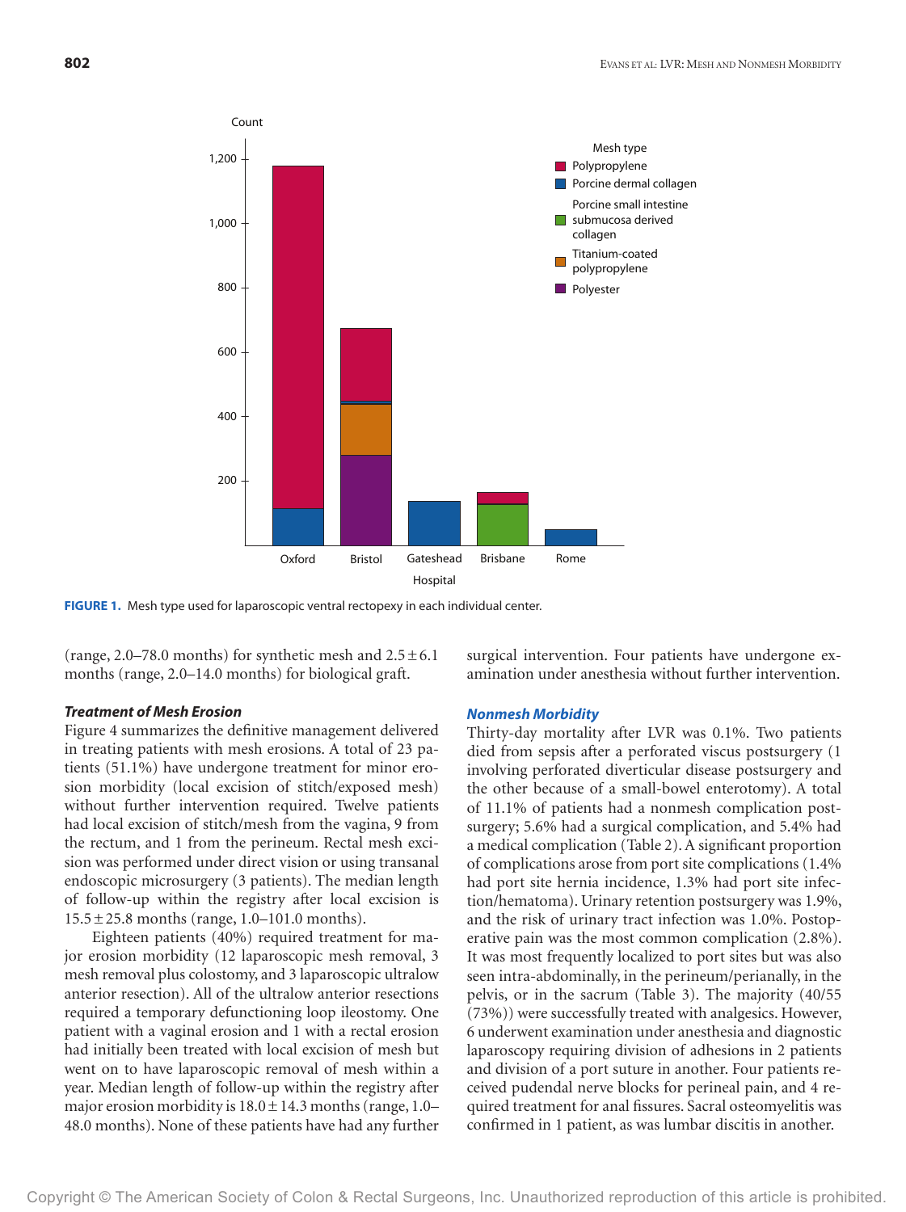FIGURE 1. Mesh type used for laparoscopic ventral rectopexy in each individual center.

(range, 2.0–78.0 months) for synthetic mesh and 2.5 ± 6.1 months (range, 2.0–14.0 months) for biological graft.

### *Treatment of Mesh Erosion*

Figure 4 summarizes the definitive management delivered in treating patients with mesh erosions. A total of 23 patients (51.1%) have undergone treatment for minor erosion morbidity (local excision of stitch/exposed mesh) without further intervention required. Twelve patients had local excision of stitch/mesh from the vagina, 9 from the rectum, and 1 from the perineum. Rectal mesh excision was performed under direct vision or using transanal endoscopic microsurgery (3 patients). The median length of follow-up within the registry after local excision is 15.5 ± 25.8 months (range, 1.0–101.0 months).

Eighteen patients (40%) required treatment for major erosion morbidity (12 laparoscopic mesh removal, 3 mesh removal plus colostomy, and 3 laparoscopic ultralow anterior resection). All of the ultralow anterior resections required a temporary defunctioning loop ileostomy. One patient with a vaginal erosion and 1 with a rectal erosion had initially been treated with local excision of mesh but went on to have laparoscopic removal of mesh within a year. Median length of follow-up within the registry after major erosion morbidity is 18.0 ± 14.3 months (range, 1.0–48.0 months). None of these patients have had any further surgical intervention. Four patients have undergone examination under anesthesia without further intervention.

### *Nonmesh Morbidity*

Thirty-day mortality after LVR was 0.1%. Two patients died from sepsis after a perforated viscus postsurgery (1 involving perforated diverticular disease postsurgery and the other because of a small-bowel enterotomy). A total of 11.1% of patients had a nonmesh complication postsurgery; 5.6% had a surgical complication, and 5.4% had a medical complication (Table 2). A significant proportion of complications arose from port site complications (1.4% had port site hernia incidence, 1.3% had port site infection/hematoma). Urinary retention postsurgery was 1.9%, and the risk of urinary tract infection was 1.0%. Postoperative pain was the most common complication (2.8%). It was most frequently localized to port sites but was also seen intra-abdominally, in the perineum/perianally, in the pelvis, or in the sacrum (Table 3). The majority (40/55 (73%)) were successfully treated with analgesics. However, 6 underwent examination under anesthesia and diagnostic laparoscopy requiring division of adhesions in 2 patients and division of a port suture in another. Four patients received pudendal nerve blocks for perineal pain, and 4 required treatment for anal fissures. Sacral osteomyelitis was confirmed in 1 patient, as was lumbar discitis in another.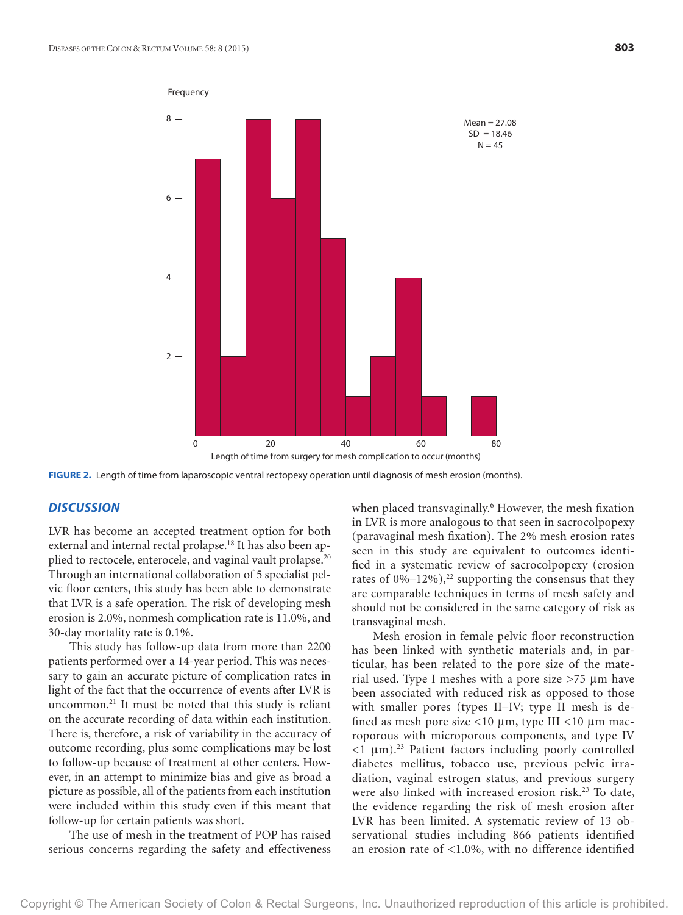FIGURE 2. Length of time from laparoscopic ventral rectopexy operation until diagnosis of mesh erosion (months).

## DISCUSSION

LVR has become an accepted treatment option for both external and internal rectal prolapse.[18] It has also been applied to rectocele, enterocele, and vaginal vault prolapse.[20] Through an international collaboration of 5 specialist pelvic floor centers, this study has been able to demonstrate that LVR is a safe operation. The risk of developing mesh erosion is 2.0%, nonmesh complication rate is 11.0%, and 30-day mortality rate is 0.1%.

This study has follow-up data from more than 2200 patients performed over a 14-year period. This was necessary to gain an accurate picture of complication rates in light of the fact that the occurrence of events after LVR is uncommon.[21] It must be noted that this study is reliant on the accurate recording of data within each institution. There is, therefore, a risk of variability in the accuracy of outcome recording, plus some complications may be lost to follow-up because of treatment at other centers. However, in an attempt to minimize bias and give as broad a picture as possible, all of the patients from each institution were included within this study even if this meant that follow-up for certain patients was short.

The use of mesh in the treatment of POP has raised serious concerns regarding the safety and effectiveness when placed transvaginally.[6] However, the mesh fixation in LVR is more analogous to that seen in sacrocolpopexy (paravaginal mesh fixation). The 2% mesh erosion rates seen in this study are equivalent to outcomes identified in a systematic review of sacrocolpopexy (erosion rates of 0%–12%),[22] supporting the consensus that they are comparable techniques in terms of mesh safety and should not be considered in the same category of risk as transvaginal mesh.

Mesh erosion in female pelvic floor reconstruction has been linked with synthetic materials and, in particular, has been related to the pore size of the material used. Type I meshes with a pore size >75 μm have been associated with reduced risk as opposed to those with smaller pores (types II–IV; type II mesh is defined as mesh pore size <10 μm, type III <10 μm macroporous with microporous components, and type IV <1 μm).[23] Patient factors including poorly controlled diabetes mellitus, tobacco use, previous pelvic irradiation, vaginal estrogen status, and previous surgery were also linked with increased erosion risk.[23] To date, the evidence regarding the risk of mesh erosion after LVR has been limited. A systematic review of 13 observational studies including 866 patients identified an erosion rate of <1.0%, with no difference identified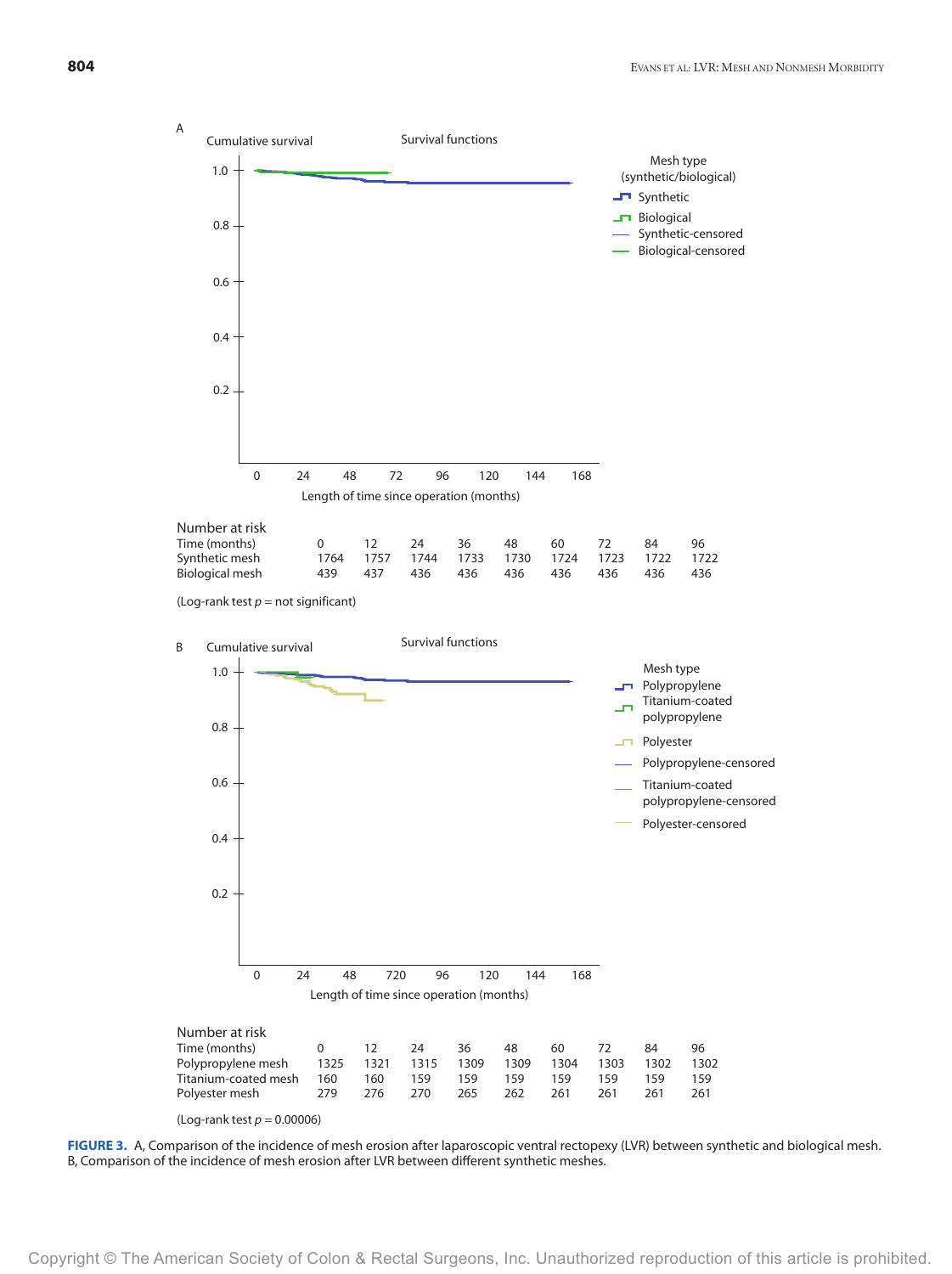A

Cumulative survival

Survival functions

Mesh type (synthetic/biological)
- Synthetic
- Biological
- Synthetic-censored
- Biological-censored

Length of time since operation (months)

Number at risk

| Time (months) | 0 | 12 | 24 | 36 | 48 | 60 | 72 | 84 | 96 |
|---|---|---|---|---|---|---|---|---|---|
| Synthetic mesh | 1764 | 1757 | 1744 | 1733 | 1730 | 1724 | 1723 | 1722 | 1722 |
| Biological mesh | 439 | 437 | 436 | 436 | 436 | 436 | 436 | 436 | 436 |

(Log-rank test $p$ = not significant)

B

Cumulative survival

Survival functions

Mesh type
- Polypropylene
- Titanium-coated polypropylene
- Polyester
- Polypropylene-censored
- Titanium-coated polypropylene-censored
- Polyester-censored

Length of time since operation (months)

Number at risk

| Time (months) | 0 | 12 | 24 | 36 | 48 | 60 | 72 | 84 | 96 |
|---|---|---|---|---|---|---|---|---|---|
| Polypropylene mesh | 1325 | 1321 | 1315 | 1309 | 1309 | 1304 | 1303 | 1302 | 1302 |
| Titanium-coated mesh | 160 | 160 | 159 | 159 | 159 | 159 | 159 | 159 | 159 |
| Polyester mesh | 279 | 276 | 270 | 265 | 262 | 261 | 261 | 261 | 261 |

(Log-rank test $p = 0.00006$)

**FIGURE 3.** A, Comparison of the incidence of mesh erosion after laparoscopic ventral rectopexy (LVR) between synthetic and biological mesh. B, Comparison of the incidence of mesh erosion after LVR between different synthetic meshes.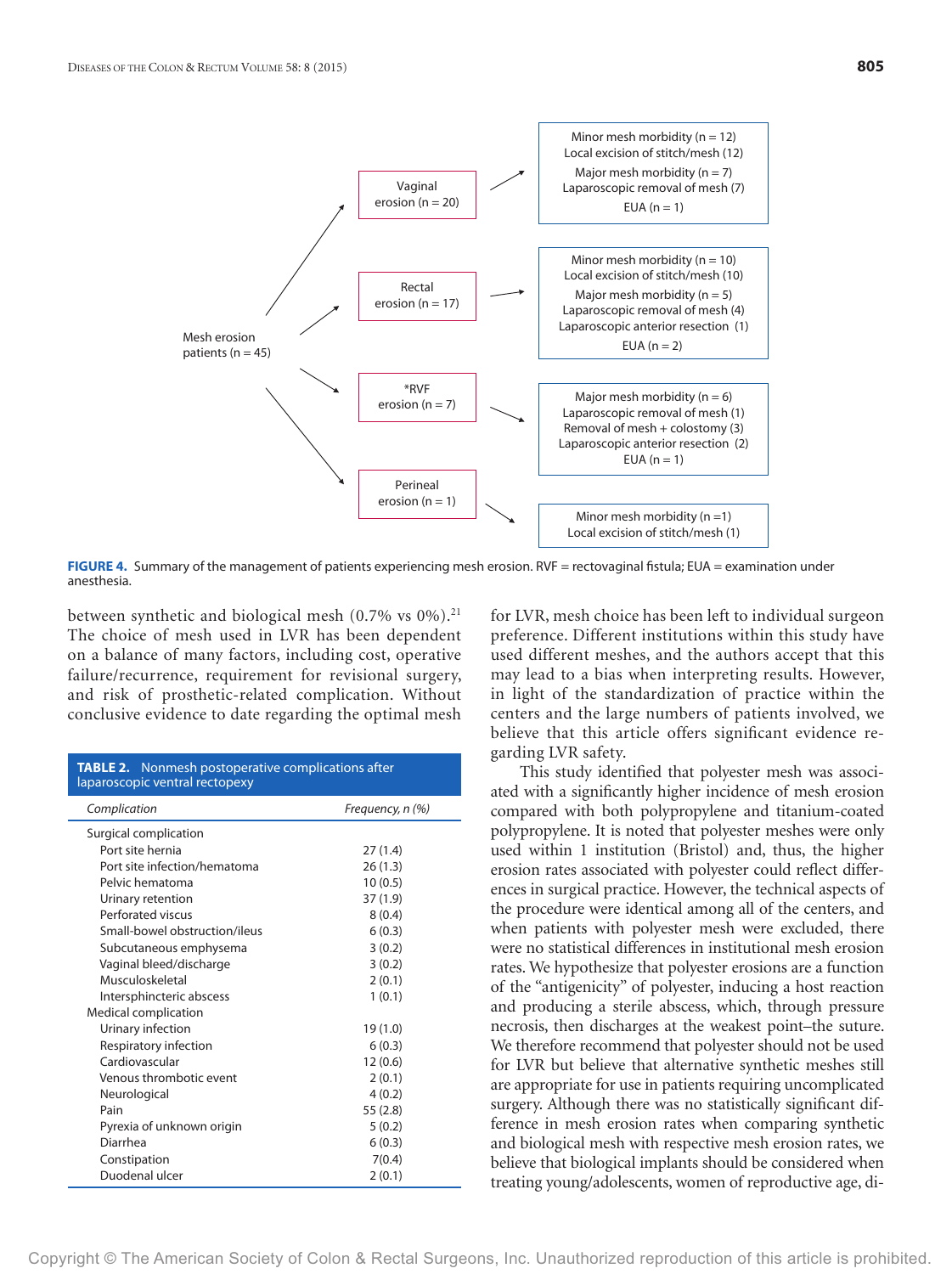Mesh erosion patients (n = 45)

- Vaginal erosion (n = 20)
  - Minor mesh morbidity (n = 12)
    - Local excision of stitch/mesh (12)
  - Major mesh morbidity (n = 7)
    - Laparoscopic removal of mesh (7)
  - EUA (n = 1)
- Rectal erosion (n = 17)
  - Minor mesh morbidity (n = 10)
    - Local excision of stitch/mesh (10)
  - Major mesh morbidity (n = 5)
    - Laparoscopic removal of mesh (4)
    - Laparoscopic anterior resection (1)
  - EUA (n = 2)
- *RVF erosion (n = 7)
  - Major mesh morbidity (n = 6)
    - Laparoscopic removal of mesh (1)
    - Removal of mesh + colostomy (3)
    - Laparoscopic anterior resection (2)
  - EUA (n = 1)
- Perineal erosion (n = 1)
  - Minor mesh morbidity (n =1)
    - Local excision of stitch/mesh (1)

**FIGURE 4.** Summary of the management of patients experiencing mesh erosion. RVF = rectovaginal fistula; EUA = examination under anesthesia.

between synthetic and biological mesh (0.7% vs 0%).[21] The choice of mesh used in LVR has been dependent on a balance of many factors, including cost, operative failure/recurrence, requirement for revisional surgery, and risk of prosthetic-related complication. Without conclusive evidence to date regarding the optimal mesh for LVR, mesh choice has been left to individual surgeon preference. Different institutions within this study have used different meshes, and the authors accept that this may lead to a bias when interpreting results. However, in light of the standardization of practice within the centers and the large numbers of patients involved, we believe that this article offers significant evidence regarding LVR safety.

**TABLE 2.** Nonmesh postoperative complications after laparoscopic ventral rectopexy

| *Complication* | *Frequency, n (%)* |
|---|---|
| Surgical complication | |
| Port site hernia | 27 (1.4) |
| Port site infection/hematoma | 26 (1.3) |
| Pelvic hematoma | 10 (0.5) |
| Urinary retention | 37 (1.9) |
| Perforated viscus | 8 (0.4) |
| Small-bowel obstruction/ileus | 6 (0.3) |
| Subcutaneous emphysema | 3 (0.2) |
| Vaginal bleed/discharge | 3 (0.2) |
| Musculoskeletal | 2 (0.1) |
| Intersphincteric abscess | 1 (0.1) |
| Medical complication | |
| Urinary infection | 19 (1.0) |
| Respiratory infection | 6 (0.3) |
| Cardiovascular | 12 (0.6) |
| Venous thrombotic event | 2 (0.1) |
| Neurological | 4 (0.2) |
| Pain | 55 (2.8) |
| Pyrexia of unknown origin | 5 (0.2) |
| Diarrhea | 6 (0.3) |
| Constipation | 7(0.4) |
| Duodenal ulcer | 2 (0.1) |

This study identified that polyester mesh was associated with a significantly higher incidence of mesh erosion compared with both polypropylene and titanium-coated polypropylene. It is noted that polyester meshes were only used within 1 institution (Bristol) and, thus, the higher erosion rates associated with polyester could reflect differences in surgical practice. However, the technical aspects of the procedure were identical among all of the centers, and when patients with polyester mesh were excluded, there were no statistical differences in institutional mesh erosion rates. We hypothesize that polyester erosions are a function of the "antigenicity" of polyester, inducing a host reaction and producing a sterile abscess, which, through pressure necrosis, then discharges at the weakest point–the suture. We therefore recommend that polyester should not be used for LVR but believe that alternative synthetic meshes still are appropriate for use in patients requiring uncomplicated surgery. Although there was no statistically significant difference in mesh erosion rates when comparing synthetic and biological mesh with respective mesh erosion rates, we believe that biological implants should be considered when treating young/adolescents, women of reproductive age, di-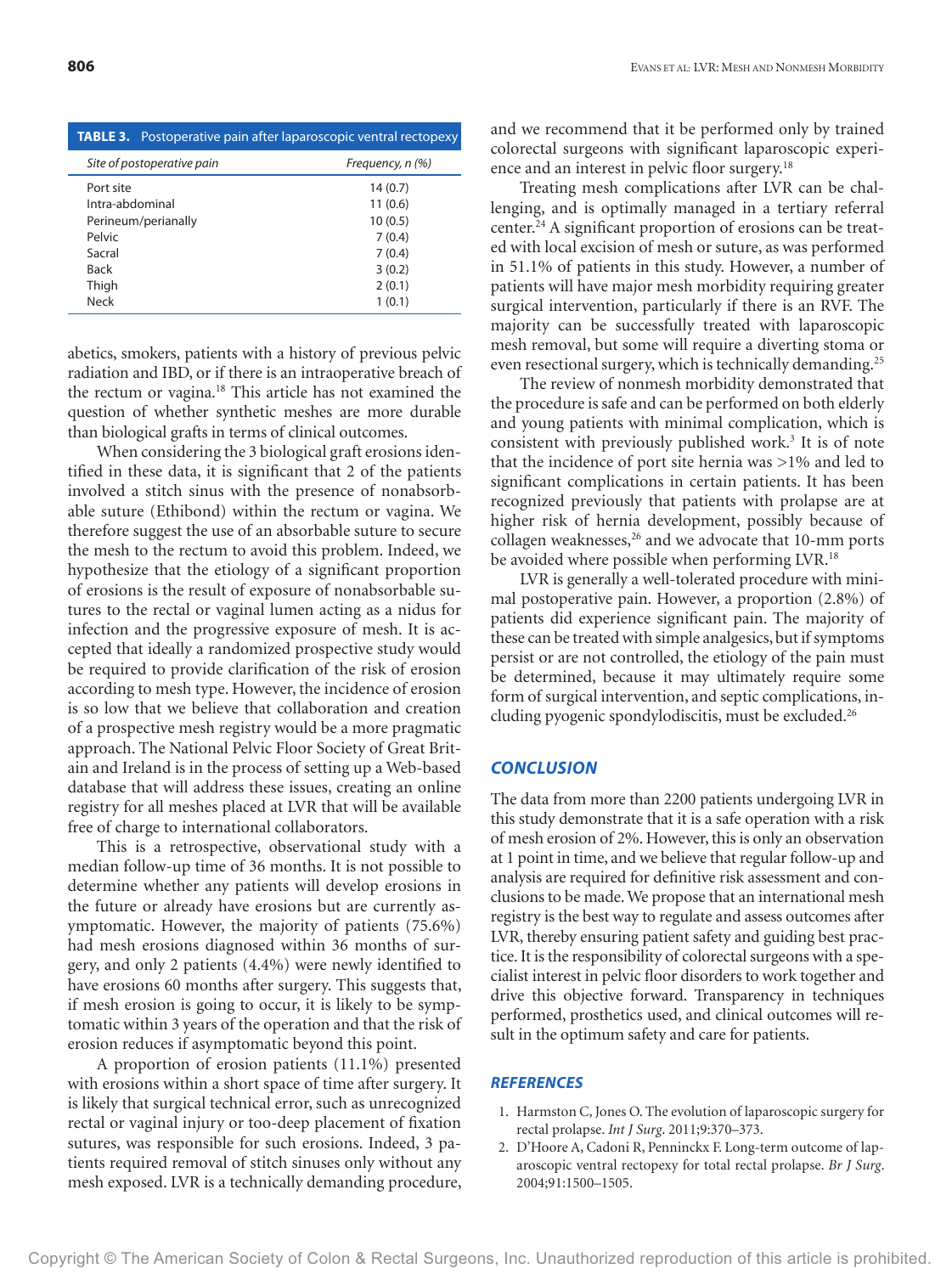**TABLE 3.** Postoperative pain after laparoscopic ventral rectopexy

| *Site of postoperative pain* | *Frequency, n (%)* |
|---|---|
| Port site | 14 (0.7) |
| Intra-abdominal | 11 (0.6) |
| Perineum/perianally | 10 (0.5) |
| Pelvic | 7 (0.4) |
| Sacral | 7 (0.4) |
| Back | 3 (0.2) |
| Thigh | 2 (0.1) |
| Neck | 1 (0.1) |

abetics, smokers, patients with a history of previous pelvic radiation and IBD, or if there is an intraoperative breach of the rectum or vagina.[18] This article has not examined the question of whether synthetic meshes are more durable than biological grafts in terms of clinical outcomes.

When considering the 3 biological graft erosions identified in these data, it is significant that 2 of the patients involved a stitch sinus with the presence of nonabsorbable suture (Ethibond) within the rectum or vagina. We therefore suggest the use of an absorbable suture to secure the mesh to the rectum to avoid this problem. Indeed, we hypothesize that the etiology of a significant proportion of erosions is the result of exposure of nonabsorbable sutures to the rectal or vaginal lumen acting as a nidus for infection and the progressive exposure of mesh. It is accepted that ideally a randomized prospective study would be required to provide clarification of the risk of erosion according to mesh type. However, the incidence of erosion is so low that we believe that collaboration and creation of a prospective mesh registry would be a more pragmatic approach. The National Pelvic Floor Society of Great Britain and Ireland is in the process of setting up a Web-based database that will address these issues, creating an online registry for all meshes placed at LVR that will be available free of charge to international collaborators.

This is a retrospective, observational study with a median follow-up time of 36 months. It is not possible to determine whether any patients will develop erosions in the future or already have erosions but are currently asymptomatic. However, the majority of patients (75.6%) had mesh erosions diagnosed within 36 months of surgery, and only 2 patients (4.4%) were newly identified to have erosions 60 months after surgery. This suggests that, if mesh erosion is going to occur, it is likely to be symptomatic within 3 years of the operation and that the risk of erosion reduces if asymptomatic beyond this point.

A proportion of erosion patients (11.1%) presented with erosions within a short space of time after surgery. It is likely that surgical technical error, such as unrecognized rectal or vaginal injury or too-deep placement of fixation sutures, was responsible for such erosions. Indeed, 3 patients required removal of stitch sinuses only without any mesh exposed. LVR is a technically demanding procedure, and we recommend that it be performed only by trained colorectal surgeons with significant laparoscopic experience and an interest in pelvic floor surgery.[18]

Treating mesh complications after LVR can be challenging, and is optimally managed in a tertiary referral center.[24] A significant proportion of erosions can be treated with local excision of mesh or suture, as was performed in 51.1% of patients in this study. However, a number of patients will have major mesh morbidity requiring greater surgical intervention, particularly if there is an RVF. The majority can be successfully treated with laparoscopic mesh removal, but some will require a diverting stoma or even resectional surgery, which is technically demanding.[25]

The review of nonmesh morbidity demonstrated that the procedure is safe and can be performed on both elderly and young patients with minimal complication, which is consistent with previously published work.[3] It is of note that the incidence of port site hernia was >1% and led to significant complications in certain patients. It has been recognized previously that patients with prolapse are at higher risk of hernia development, possibly because of collagen weaknesses,[26] and we advocate that 10-mm ports be avoided where possible when performing LVR.[18]

LVR is generally a well-tolerated procedure with minimal postoperative pain. However, a proportion (2.8%) of patients did experience significant pain. The majority of these can be treated with simple analgesics, but if symptoms persist or are not controlled, the etiology of the pain must be determined, because it may ultimately require some form of surgical intervention, and septic complications, including pyogenic spondylodiscitis, must be excluded.[26]

## CONCLUSION

The data from more than 2200 patients undergoing LVR in this study demonstrate that it is a safe operation with a risk of mesh erosion of 2%. However, this is only an observation at 1 point in time, and we believe that regular follow-up and analysis are required for definitive risk assessment and conclusions to be made. We propose that an international mesh registry is the best way to regulate and assess outcomes after LVR, thereby ensuring patient safety and guiding best practice. It is the responsibility of colorectal surgeons with a specialist interest in pelvic floor disorders to work together and drive this objective forward. Transparency in techniques performed, prosthetics used, and clinical outcomes will result in the optimum safety and care for patients.

## REFERENCES

1. Harmston C, Jones O. The evolution of laparoscopic surgery for rectal prolapse. *Int J Surg.* 2011;9:370–373.
2. D'Hoore A, Cadoni R, Penninckx F. Long-term outcome of laparoscopic ventral rectopexy for total rectal prolapse. *Br J Surg.* 2004;91:1500–1505.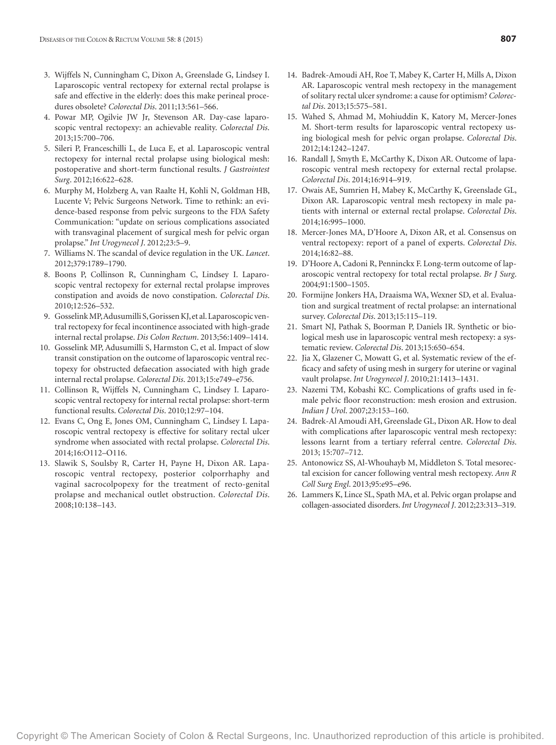3. Wijffels N, Cunningham C, Dixon A, Greenslade G, Lindsey I. Laparoscopic ventral rectopexy for external rectal prolapse is safe and effective in the elderly: does this make perineal procedures obsolete? *Colorectal Dis*. 2011;13:561–566.
4. Powar MP, Ogilvie JW Jr, Stevenson AR. Day-case laparoscopic ventral rectopexy: an achievable reality. *Colorectal Dis*. 2013;15:700–706.
5. Sileri P, Franceschilli L, de Luca E, et al. Laparoscopic ventral rectopexy for internal rectal prolapse using biological mesh: postoperative and short-term functional results. *J Gastrointest Surg*. 2012;16:622–628.
6. Murphy M, Holzberg A, van Raalte H, Kohli N, Goldman HB, Lucente V; Pelvic Surgeons Network. Time to rethink: an evidence-based response from pelvic surgeons to the FDA Safety Communication: "update on serious complications associated with transvaginal placement of surgical mesh for pelvic organ prolapse." *Int Urogynecol J*. 2012;23:5–9.
7. Williams N. The scandal of device regulation in the UK. *Lancet*. 2012;379:1789–1790.
8. Boons P, Collinson R, Cunningham C, Lindsey I. Laparoscopic ventral rectopexy for external rectal prolapse improves constipation and avoids de novo constipation. *Colorectal Dis*. 2010;12:526–532.
9. Gosselink MP, Adusumilli S, Gorissen KJ, et al. Laparoscopic ventral rectopexy for fecal incontinence associated with high-grade internal rectal prolapse. *Dis Colon Rectum*. 2013;56:1409–1414.
10. Gosselink MP, Adusumilli S, Harmston C, et al. Impact of slow transit constipation on the outcome of laparoscopic ventral rectopexy for obstructed defaecation associated with high grade internal rectal prolapse. *Colorectal Dis*. 2013;15:e749–e756.
11. Collinson R, Wijffels N, Cunningham C, Lindsey I. Laparoscopic ventral rectopexy for internal rectal prolapse: short-term functional results. *Colorectal Dis*. 2010;12:97–104.
12. Evans C, Ong E, Jones OM, Cunningham C, Lindsey I. Laparoscopic ventral rectopexy is effective for solitary rectal ulcer syndrome when associated with rectal prolapse. *Colorectal Dis*. 2014;16:O112–O116.
13. Slawik S, Soulsby R, Carter H, Payne H, Dixon AR. Laparoscopic ventral rectopexy, posterior colporrhaphy and vaginal sacrocolpopexy for the treatment of recto-genital prolapse and mechanical outlet obstruction. *Colorectal Dis*. 2008;10:138–143.
14. Badrek-Amoudi AH, Roe T, Mabey K, Carter H, Mills A, Dixon AR. Laparoscopic ventral mesh rectopexy in the management of solitary rectal ulcer syndrome: a cause for optimism? *Colorectal Dis*. 2013;15:575–581.
15. Wahed S, Ahmad M, Mohiuddin K, Katory M, Mercer-Jones M. Short-term results for laparoscopic ventral rectopexy using biological mesh for pelvic organ prolapse. *Colorectal Dis*. 2012;14:1242–1247.
16. Randall J, Smyth E, McCarthy K, Dixon AR. Outcome of laparoscopic ventral mesh rectopexy for external rectal prolapse. *Colorectal Dis*. 2014;16:914–919.
17. Owais AE, Sumrien H, Mabey K, McCarthy K, Greenslade GL, Dixon AR. Laparoscopic ventral mesh rectopexy in male patients with internal or external rectal prolapse. *Colorectal Dis*. 2014;16:995–1000.
18. Mercer-Jones MA, D'Hoore A, Dixon AR, et al. Consensus on ventral rectopexy: report of a panel of experts. *Colorectal Dis*. 2014;16:82–88.
19. D'Hoore A, Cadoni R, Penninckx F. Long-term outcome of laparoscopic ventral rectopexy for total rectal prolapse. *Br J Surg*. 2004;91:1500–1505.
20. Formijne Jonkers HA, Draaisma WA, Wexner SD, et al. Evaluation and surgical treatment of rectal prolapse: an international survey. *Colorectal Dis*. 2013;15:115–119.
21. Smart NJ, Pathak S, Boorman P, Daniels IR. Synthetic or biological mesh use in laparoscopic ventral mesh rectopexy: a systematic review. *Colorectal Dis*. 2013;15:650–654.
22. Jia X, Glazener C, Mowatt G, et al. Systematic review of the efficacy and safety of using mesh in surgery for uterine or vaginal vault prolapse. *Int Urogynecol J*. 2010;21:1413–1431.
23. Nazemi TM, Kobashi KC. Complications of grafts used in female pelvic floor reconstruction: mesh erosion and extrusion. *Indian J Urol*. 2007;23:153–160.
24. Badrek-Al Amoudi AH, Greenslade GL, Dixon AR. How to deal with complications after laparoscopic ventral mesh rectopexy: lessons learnt from a tertiary referral centre. *Colorectal Dis*. 2013; 15:707–712.
25. Antonowicz SS, Al-Whouhayb M, Middleton S. Total mesorectal excision for cancer following ventral mesh rectopexy. *Ann R Coll Surg Engl*. 2013;95:e95–e96.
26. Lammers K, Lince SL, Spath MA, et al. Pelvic organ prolapse and collagen-associated disorders. *Int Urogynecol J*. 2012;23:313–319.